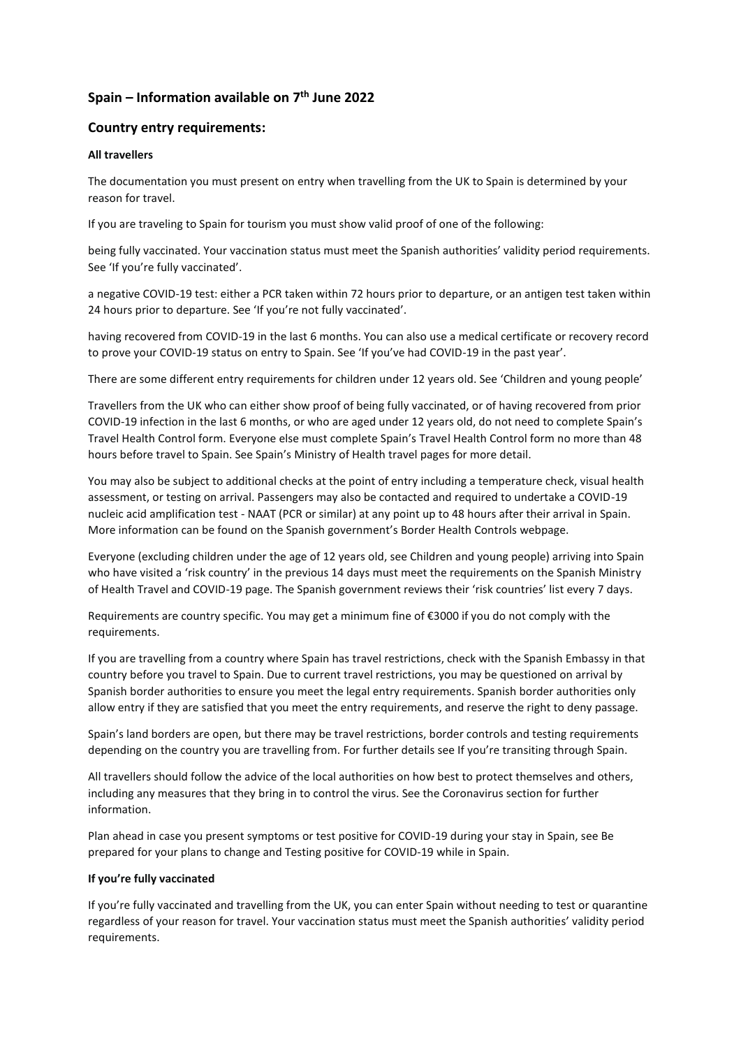# Spain – Information available on 7th June 2022

## Country entry requirements:

**All travellers**

The documentation you must present on entry when travelling from the UK to Spain is determined by your reason for travel.

If you are traveling to Spain for tourism you must show valid proof of one of the following:

being fully vaccinated. Your vaccination status must meet the Spanish authorities' validity period requirements. See 'If you're fully vaccinated'.

a negative COVID-19 test: either a PCR taken within 72 hours prior to departure, or an antigen test taken within 24 hours prior to departure. See 'If you're not fully vaccinated'.

having recovered from COVID-19 in the last 6 months. You can also use a medical certificate or recovery record to prove your COVID-19 status on entry to Spain. See 'If you've had COVID-19 in the past year'.

There are some different entry requirements for children under 12 years old. See 'Children and young people'

Travellers from the UK who can either show proof of being fully vaccinated, or of having recovered from prior COVID-19 infection in the last 6 months, or who are aged under 12 years old, do not need to complete Spain's Travel Health Control form. Everyone else must complete Spain's Travel Health Control form no more than 48 hours before travel to Spain. See Spain's Ministry of Health travel pages for more detail.

You may also be subject to additional checks at the point of entry including a temperature check, visual health assessment, or testing on arrival. Passengers may also be contacted and required to undertake a COVID-19 nucleic acid amplification test - NAAT (PCR or similar) at any point up to 48 hours after their arrival in Spain. More information can be found on the Spanish government's Border Health Controls webpage.

Everyone (excluding children under the age of 12 years old, see Children and young people) arriving into Spain who have visited a 'risk country' in the previous 14 days must meet the requirements on the Spanish Ministry of Health Travel and COVID-19 page. The Spanish government reviews their 'risk countries' list every 7 days.

Requirements are country specific. You may get a minimum fine of €3000 if you do not comply with the requirements.

If you are travelling from a country where Spain has travel restrictions, check with the Spanish Embassy in that country before you travel to Spain. Due to current travel restrictions, you may be questioned on arrival by Spanish border authorities to ensure you meet the legal entry requirements. Spanish border authorities only allow entry if they are satisfied that you meet the entry requirements, and reserve the right to deny passage.

Spain's land borders are open, but there may be travel restrictions, border controls and testing requirements depending on the country you are travelling from. For further details see If you're transiting through Spain.

All travellers should follow the advice of the local authorities on how best to protect themselves and others, including any measures that they bring in to control the virus. See the Coronavirus section for further information.

Plan ahead in case you present symptoms or test positive for COVID-19 during your stay in Spain, see Be prepared for your plans to change and Testing positive for COVID-19 while in Spain.

**If you're fully vaccinated**

If you're fully vaccinated and travelling from the UK, you can enter Spain without needing to test or quarantine regardless of your reason for travel. Your vaccination status must meet the Spanish authorities' validity period requirements.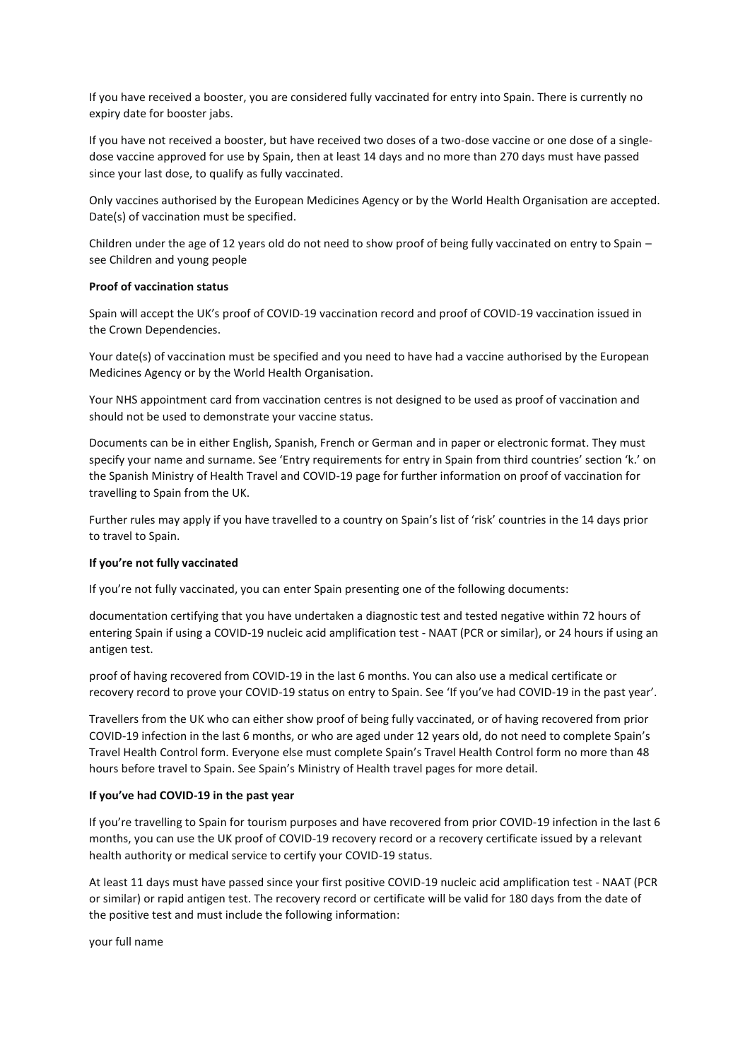If you have received a booster, you are considered fully vaccinated for entry into Spain. There is currently no expiry date for booster jabs.

If you have not received a booster, but have received two doses of a two-dose vaccine or one dose of a single-dose vaccine approved for use by Spain, then at least 14 days and no more than 270 days must have passed since your last dose, to qualify as fully vaccinated.

Only vaccines authorised by the European Medicines Agency or by the World Health Organisation are accepted. Date(s) of vaccination must be specified.

Children under the age of 12 years old do not need to show proof of being fully vaccinated on entry to Spain – see Children and young people

**Proof of vaccination status**

Spain will accept the UK's proof of COVID-19 vaccination record and proof of COVID-19 vaccination issued in the Crown Dependencies.

Your date(s) of vaccination must be specified and you need to have had a vaccine authorised by the European Medicines Agency or by the World Health Organisation.

Your NHS appointment card from vaccination centres is not designed to be used as proof of vaccination and should not be used to demonstrate your vaccine status.

Documents can be in either English, Spanish, French or German and in paper or electronic format. They must specify your name and surname. See 'Entry requirements for entry in Spain from third countries' section 'k.' on the Spanish Ministry of Health Travel and COVID-19 page for further information on proof of vaccination for travelling to Spain from the UK.

Further rules may apply if you have travelled to a country on Spain's list of 'risk' countries in the 14 days prior to travel to Spain.

**If you're not fully vaccinated**

If you're not fully vaccinated, you can enter Spain presenting one of the following documents:

documentation certifying that you have undertaken a diagnostic test and tested negative within 72 hours of entering Spain if using a COVID-19 nucleic acid amplification test - NAAT (PCR or similar), or 24 hours if using an antigen test.

proof of having recovered from COVID-19 in the last 6 months. You can also use a medical certificate or recovery record to prove your COVID-19 status on entry to Spain. See 'If you've had COVID-19 in the past year'.

Travellers from the UK who can either show proof of being fully vaccinated, or of having recovered from prior COVID-19 infection in the last 6 months, or who are aged under 12 years old, do not need to complete Spain's Travel Health Control form. Everyone else must complete Spain's Travel Health Control form no more than 48 hours before travel to Spain. See Spain's Ministry of Health travel pages for more detail.

**If you've had COVID-19 in the past year**

If you're travelling to Spain for tourism purposes and have recovered from prior COVID-19 infection in the last 6 months, you can use the UK proof of COVID-19 recovery record or a recovery certificate issued by a relevant health authority or medical service to certify your COVID-19 status.

At least 11 days must have passed since your first positive COVID-19 nucleic acid amplification test - NAAT (PCR or similar) or rapid antigen test. The recovery record or certificate will be valid for 180 days from the date of the positive test and must include the following information:

your full name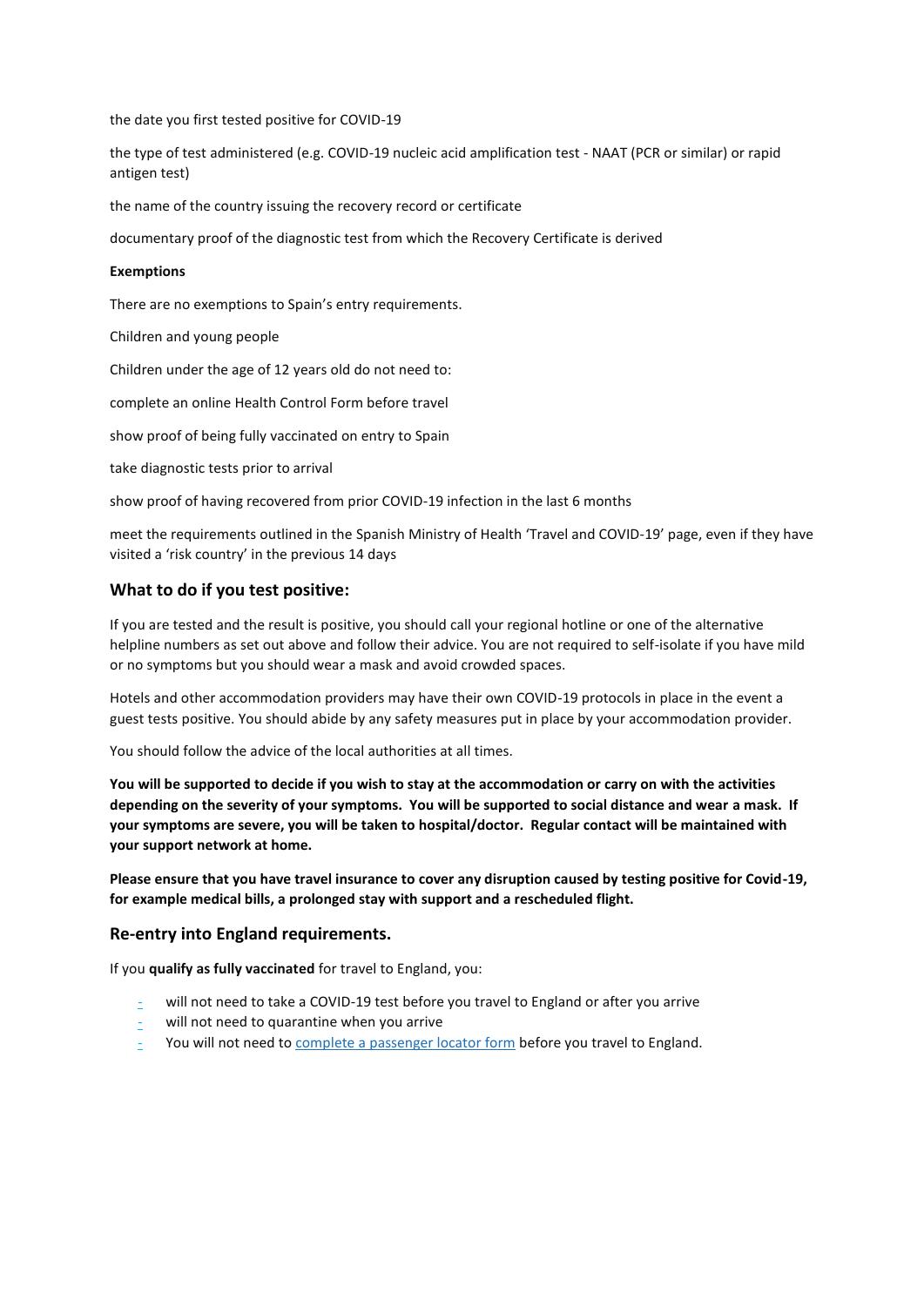the date you first tested positive for COVID-19

the type of test administered (e.g. COVID-19 nucleic acid amplification test - NAAT (PCR or similar) or rapid antigen test)

the name of the country issuing the recovery record or certificate

documentary proof of the diagnostic test from which the Recovery Certificate is derived

**Exemptions**

There are no exemptions to Spain's entry requirements.

Children and young people

Children under the age of 12 years old do not need to:

complete an online Health Control Form before travel

show proof of being fully vaccinated on entry to Spain

take diagnostic tests prior to arrival

show proof of having recovered from prior COVID-19 infection in the last 6 months

meet the requirements outlined in the Spanish Ministry of Health 'Travel and COVID-19' page, even if they have visited a 'risk country' in the previous 14 days

## What to do if you test positive:

If you are tested and the result is positive, you should call your regional hotline or one of the alternative helpline numbers as set out above and follow their advice. You are not required to self-isolate if you have mild or no symptoms but you should wear a mask and avoid crowded spaces.

Hotels and other accommodation providers may have their own COVID-19 protocols in place in the event a guest tests positive. You should abide by any safety measures put in place by your accommodation provider.

You should follow the advice of the local authorities at all times.

**You will be supported to decide if you wish to stay at the accommodation or carry on with the activities depending on the severity of your symptoms. You will be supported to social distance and wear a mask. If your symptoms are severe, you will be taken to hospital/doctor. Regular contact will be maintained with your support network at home.**

**Please ensure that you have travel insurance to cover any disruption caused by testing positive for Covid-19, for example medical bills, a prolonged stay with support and a rescheduled flight.**

## Re-entry into England requirements.

If you **qualify as fully vaccinated** for travel to England, you:

- will not need to take a COVID-19 test before you travel to England or after you arrive
- will not need to quarantine when you arrive
- You will not need to complete a passenger locator form before you travel to England.